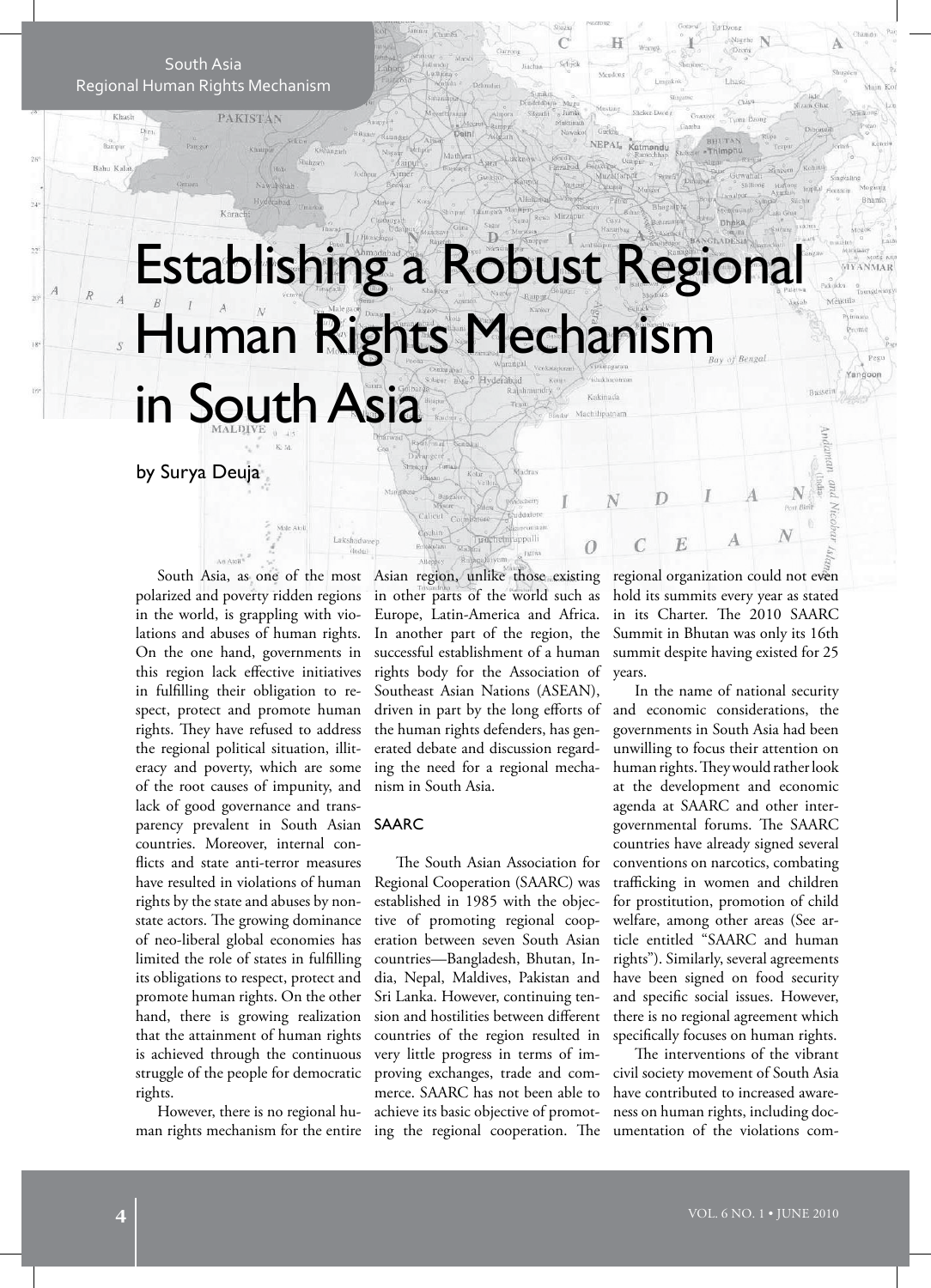# Establishing a Robust Regional Human Rights Mechanism in South Asia

by Surya Deuja

South Asia, as one of the most polarized and poverty ridden regions in the world, is grappling with violations and abuses of human rights. On the one hand, governments in this region lack effective initiatives in fulfilling their obligation to respect, protect and promote human rights. They have refused to address the regional political situation, illiteracy and poverty, which are some of the root causes of impunity, and lack of good governance and transparency prevalent in South Asian countries. Moreover, internal conflicts and state anti-terror measures have resulted in violations of human rights by the state and abuses by non-state actors. The growing dominance of neo-liberal global economies has limited the role of states in fulfilling its obligations to respect, protect and promote human rights. On the other hand, there is growing realization that the attainment of human rights is achieved through the continuous struggle of the people for democratic rights.

However, there is no regional human rights mechanism for the entire Asian region, unlike those existing in other parts of the world such as Europe, Latin-America and Africa. In another part of the region, the successful establishment of a human rights body for the Association of Southeast Asian Nations (ASEAN), driven in part by the long efforts of the human rights defenders, has generated debate and discussion regarding the need for a regional mechanism in South Asia.

## SAARC

The South Asian Association for Regional Cooperation (SAARC) was established in 1985 with the objective of promoting regional cooperation between seven South Asian countries—Bangladesh, Bhutan, India, Nepal, Maldives, Pakistan and Sri Lanka. However, continuing tension and hostilities between different countries of the region resulted in very little progress in terms of improving exchanges, trade and commerce. SAARC has not been able to achieve its basic objective of promoting the regional cooperation. The regional organization could not even hold its summits every year as stated in its Charter. The 2010 SAARC Summit in Bhutan was only its 16th summit despite having existed for 25 years.

In the name of national security and economic considerations, the governments in South Asia had been unwilling to focus their attention on human rights. They would rather look at the development and economic agenda at SAARC and other intergovernmental forums. The SAARC countries have already signed several conventions on narcotics, combating trafficking in women and children for prostitution, promotion of child welfare, among other areas (See article entitled "SAARC and human rights"). Similarly, several agreements have been signed on food security and specific social issues. However, there is no regional agreement which specifically focuses on human rights.

The interventions of the vibrant civil society movement of South Asia have contributed to increased awareness on human rights, including documentation of the violations com-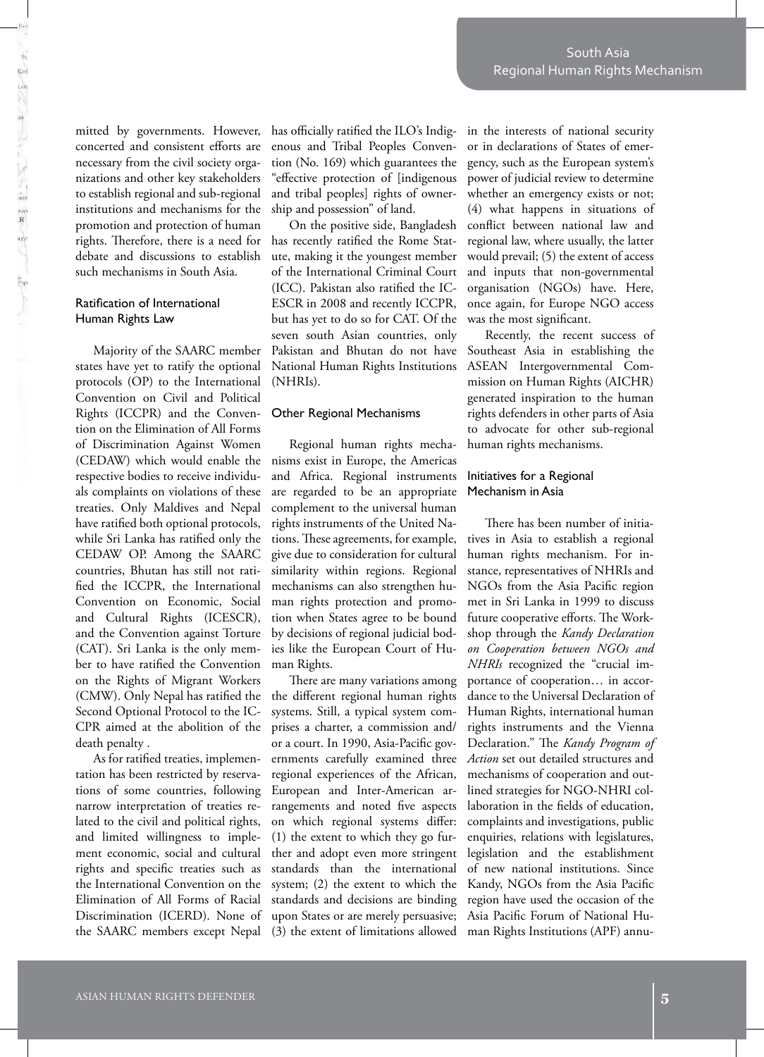mitted by governments. However, concerted and consistent efforts are necessary from the civil society organizations and other key stakeholders to establish regional and sub-regional institutions and mechanisms for the promotion and protection of human rights. Therefore, there is a need for debate and discussions to establish such mechanisms in South Asia.

### Ratification of International Human Rights Law

Majority of the SAARC member states have yet to ratify the optional protocols (OP) to the International Convention on Civil and Political Rights (ICCPR) and the Convention on the Elimination of All Forms of Discrimination Against Women (CEDAW) which would enable the respective bodies to receive individuals complaints on violations of these treaties. Only Maldives and Nepal have ratified both optional protocols, while Sri Lanka has ratified only the CEDAW OP. Among the SAARC countries, Bhutan has still not ratified the ICCPR, the International Convention on Economic, Social and Cultural Rights (ICESCR), and the Convention against Torture (CAT). Sri Lanka is the only member to have ratified the Convention on the Rights of Migrant Workers (CMW). Only Nepal has ratified the Second Optional Protocol to the ICCPR aimed at the abolition of the death penalty .

As for ratified treaties, implementation has been restricted by reservations of some countries, following narrow interpretation of treaties related to the civil and political rights, and limited willingness to implement economic, social and cultural rights and specific treaties such as the International Convention on the Elimination of All Forms of Racial Discrimination (ICERD). None of the SAARC members except Nepal has officially ratified the ILO's Indigenous and Tribal Peoples Convention (No. 169) which guarantees the "effective protection of [indigenous and tribal peoples] rights of ownership and possession" of land.

On the positive side, Bangladesh has recently ratified the Rome Statute, making it the youngest member of the International Criminal Court (ICC). Pakistan also ratified the ICESCR in 2008 and recently ICCPR, but has yet to do so for CAT. Of the seven south Asian countries, only Pakistan and Bhutan do not have National Human Rights Institutions (NHRIs).

### Other Regional Mechanisms

Regional human rights mechanisms exist in Europe, the Americas and Africa. Regional instruments are regarded to be an appropriate complement to the universal human rights instruments of the United Nations. These agreements, for example, give due to consideration for cultural similarity within regions. Regional mechanisms can also strengthen human rights protection and promotion when States agree to be bound by decisions of regional judicial bodies like the European Court of Human Rights.

There are many variations among the different regional human rights systems. Still, a typical system comprises a charter, a commission and/or a court. In 1990, Asia-Pacific governments carefully examined three regional experiences of the African, European and Inter-American arrangements and noted five aspects on which regional systems differ: (1) the extent to which they go further and adopt even more stringent standards than the international system; (2) the extent to which the standards and decisions are binding upon States or are merely persuasive; (3) the extent of limitations allowed in the interests of national security or in declarations of States of emergency, such as the European system's power of judicial review to determine whether an emergency exists or not; (4) what happens in situations of conflict between national law and regional law, where usually, the latter would prevail; (5) the extent of access and inputs that non-governmental organisation (NGOs) have. Here, once again, for Europe NGO access was the most significant.

Recently, the recent success of Southeast Asia in establishing the ASEAN Intergovernmental Commission on Human Rights (AICHR) generated inspiration to the human rights defenders in other parts of Asia to advocate for other sub-regional human rights mechanisms.

### Initiatives for a Regional Mechanism in Asia

There has been number of initiatives in Asia to establish a regional human rights mechanism. For instance, representatives of NHRIs and NGOs from the Asia Pacific region met in Sri Lanka in 1999 to discuss future cooperative efforts. The Workshop through the *Kandy Declaration on Cooperation between NGOs and NHRIs* recognized the "crucial importance of cooperation… in accordance to the Universal Declaration of Human Rights, international human rights instruments and the Vienna Declaration." The *Kandy Program of Action* set out detailed structures and mechanisms of cooperation and outlined strategies for NGO-NHRI collaboration in the fields of education, complaints and investigations, public enquiries, relations with legislatures, legislation and the establishment of new national institutions. Since Kandy, NGOs from the Asia Pacific region have used the occasion of the Asia Pacific Forum of National Human Rights Institutions (APF) annu-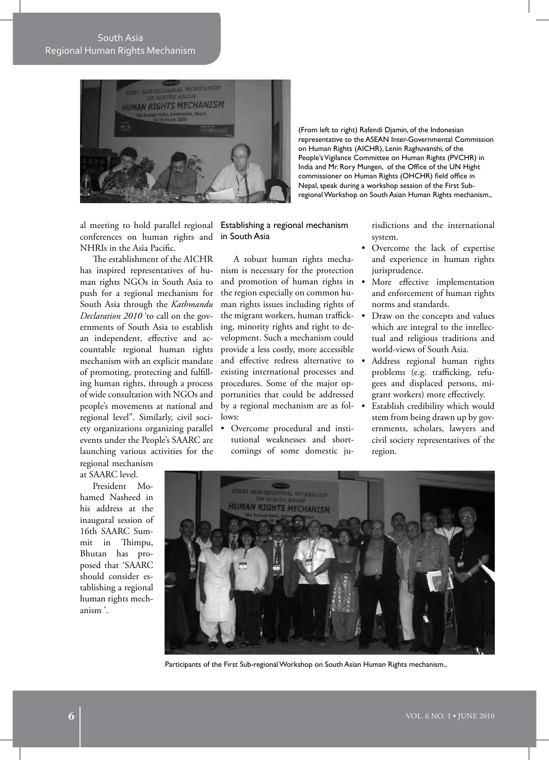(From left to right) Rafendi Djamin, of the Indonesian representative to the ASEAN Inter-Governmental Commission on Human Rights (AICHR), Lenin Raghuvanshi, of the People's Vigilance Committee on Human Rights (PVCHR) in India and Mr. Rory Mungen, of the Office of the UN Hight commissioner on Human Rights (OHCHR) field office in Nepal, speak during a workshop session of the First Sub-regional Workshop on South Asian Human Rights mechanism.,

al meeting to hold parallel regional conferences on human rights and NHRIs in the Asia Pacific.

The establishment of the AICHR has inspired representatives of human rights NGOs in South Asia to push for a regional mechanism for South Asia through the *Kathmandu Declaration 2010* 'to call on the governments of South Asia to establish an independent, effective and accountable regional human rights mechanism with an explicit mandate of promoting, protecting and fulfilling human rights, through a process of wide consultation with NGOs and people's movements at national and regional level". Similarly, civil society organizations organizing parallel events under the People's SAARC are launching various activities for the regional mechanism at SAARC level.

President Mohamed Nasheed in his address at the inaugural session of 16th SAARC Summit in Thimpu, Bhutan has proposed that 'SAARC should consider establishing a regional human rights mechanism '.

## Establishing a regional mechanism in South Asia

A robust human rights mechanism is necessary for the protection and promotion of human rights in the region especially on common human rights issues including rights of the migrant workers, human trafficking, minority rights and right to development. Such a mechanism could provide a less costly, more accessible and effective redress alternative to existing international processes and procedures. Some of the major opportunities that could be addressed by a regional mechanism are as follows:

- Overcome procedural and institutional weaknesses and shortcomings of some domestic jurisdictions and the international system.
- Overcome the lack of expertise and experience in human rights jurisprudence.
- More effective implementation and enforcement of human rights norms and standards.
- Draw on the concepts and values which are integral to the intellectual and religious traditions and world-views of South Asia.
- Address regional human rights problems (e.g. trafficking, refugees and displaced persons, migrant workers) more effectively.
- Establish credibility which would stem from being drawn up by governments, scholars, lawyers and civil society representatives of the region.

Participants of the First Sub-regional Workshop on South Asian Human Rights mechanism.,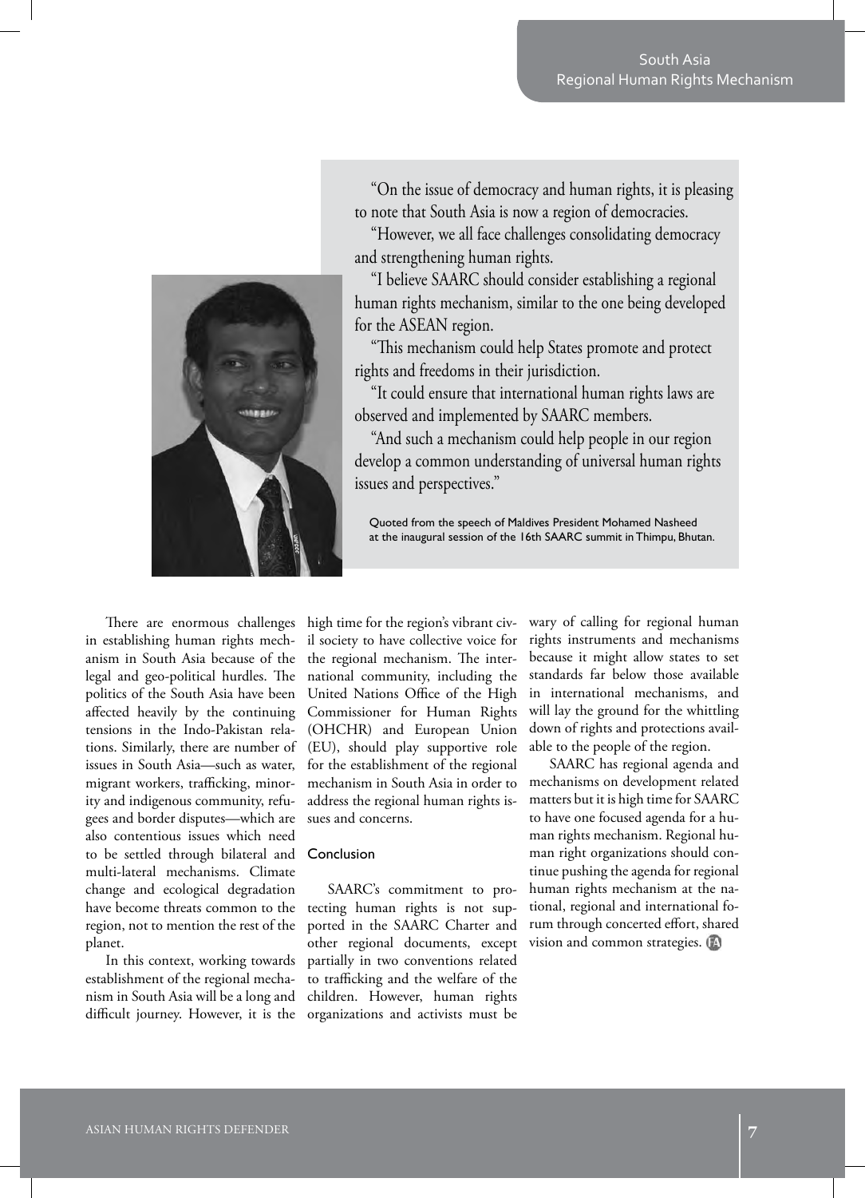"On the issue of democracy and human rights, it is pleasing to note that South Asia is now a region of democracies.

"However, we all face challenges consolidating democracy and strengthening human rights.

"I believe SAARC should consider establishing a regional human rights mechanism, similar to the one being developed for the ASEAN region.

"This mechanism could help States promote and protect rights and freedoms in their jurisdiction.

"It could ensure that international human rights laws are observed and implemented by SAARC members.

"And such a mechanism could help people in our region develop a common understanding of universal human rights issues and perspectives."

Quoted from the speech of Maldives President Mohamed Nasheed at the inaugural session of the 16th SAARC summit in Thimpu, Bhutan.

There are enormous challenges in establishing human rights mechanism in South Asia because of the legal and geo-political hurdles. The politics of the South Asia have been affected heavily by the continuing tensions in the Indo-Pakistan relations. Similarly, there are number of issues in South Asia—such as water, migrant workers, trafficking, minority and indigenous community, refugees and border disputes—which are also contentious issues which need to be settled through bilateral and multi-lateral mechanisms. Climate change and ecological degradation have become threats common to the region, not to mention the rest of the planet.

In this context, working towards establishment of the regional mechanism in South Asia will be a long and difficult journey. However, it is the high time for the region's vibrant civil society to have collective voice for the regional mechanism. The international community, including the United Nations Office of the High Commissioner for Human Rights (OHCHR) and European Union (EU), should play supportive role for the establishment of the regional mechanism in South Asia in order to address the regional human rights issues and concerns.

## Conclusion

SAARC's commitment to protecting human rights is not supported in the SAARC Charter and other regional documents, except partially in two conventions related to trafficking and the welfare of the children. However, human rights organizations and activists must be wary of calling for regional human rights instruments and mechanisms because it might allow states to set standards far below those available in international mechanisms, and will lay the ground for the whittling down of rights and protections available to the people of the region.

SAARC has regional agenda and mechanisms on development related matters but it is high time for SAARC to have one focused agenda for a human rights mechanism. Regional human right organizations should continue pushing the agenda for regional human rights mechanism at the national, regional and international forum through concerted effort, shared vision and common strategies.